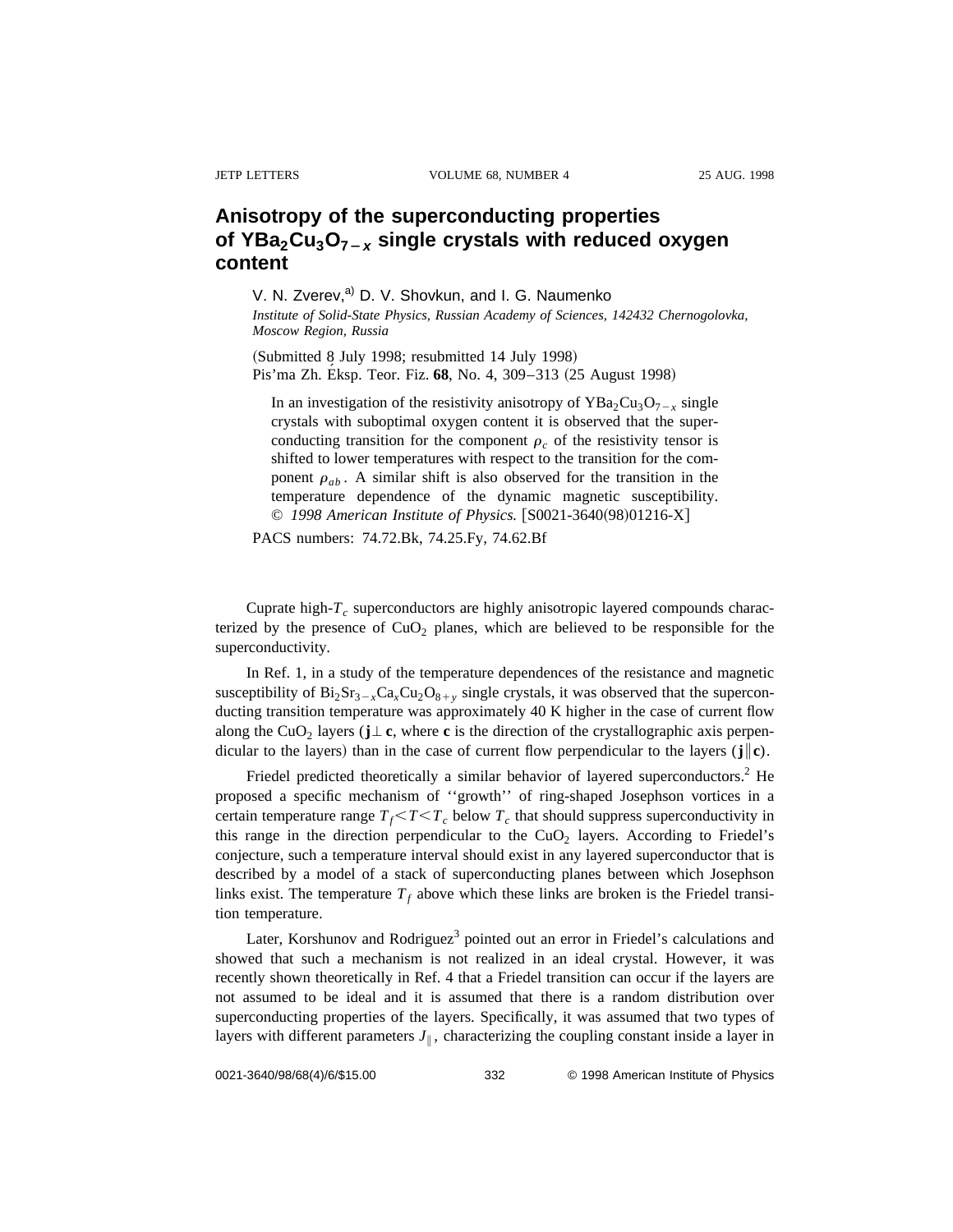# Anisotropy of the superconducting properties of $YBa_2Cu_3O_{7-x}$ single crystals with reduced oxygen content

V. N. Zverev,[a] D. V. Shovkun, and I. G. Naumenko

*Institute of Solid-State Physics, Russian Academy of Sciences, 142432 Chernogolovka, Moscow Region, Russia*

(Submitted 8 July 1998; resubmitted 14 July 1998)
Pis'ma Zh. Éksp. Teor. Fiz. **68**, No. 4, 309–313 (25 August 1998)

> In an investigation of the resistivity anisotropy of $YBa_2Cu_3O_{7-x}$ single crystals with suboptimal oxygen content it is observed that the superconducting transition for the component $\rho_c$ of the resistivity tensor is shifted to lower temperatures with respect to the transition for the component $\rho_{ab}$. A similar shift is also observed for the transition in the temperature dependence of the dynamic magnetic susceptibility. © *1998 American Institute of Physics.* [S0021-3640(98)01216-X]

PACS numbers: 74.72.Bk, 74.25.Fy, 74.62.Bf

Cuprate high-$T_c$ superconductors are highly anisotropic layered compounds characterized by the presence of $CuO_2$ planes, which are believed to be responsible for the superconductivity.

In Ref. 1, in a study of the temperature dependences of the resistance and magnetic susceptibility of $Bi_2Sr_{3-x}Ca_xCu_2O_{8+y}$ single crystals, it was observed that the superconducting transition temperature was approximately 40 K higher in the case of current flow along the $CuO_2$ layers ($\mathbf{j}\perp\mathbf{c}$, where $\mathbf{c}$ is the direction of the crystallographic axis perpendicular to the layers) than in the case of current flow perpendicular to the layers ($\mathbf{j}\|\mathbf{c}$).

Friedel predicted theoretically a similar behavior of layered superconductors.[2] He proposed a specific mechanism of ''growth'' of ring-shaped Josephson vortices in a certain temperature range $T_f<T<T_c$ below $T_c$ that should suppress superconductivity in this range in the direction perpendicular to the $CuO_2$ layers. According to Friedel's conjecture, such a temperature interval should exist in any layered superconductor that is described by a model of a stack of superconducting planes between which Josephson links exist. The temperature $T_f$ above which these links are broken is the Friedel transition temperature.

Later, Korshunov and Rodriguez[3] pointed out an error in Friedel's calculations and showed that such a mechanism is not realized in an ideal crystal. However, it was recently shown theoretically in Ref. 4 that a Friedel transition can occur if the layers are not assumed to be ideal and it is assumed that there is a random distribution over superconducting properties of the layers. Specifically, it was assumed that two types of layers with different parameters $J_\|$, characterizing the coupling constant inside a layer in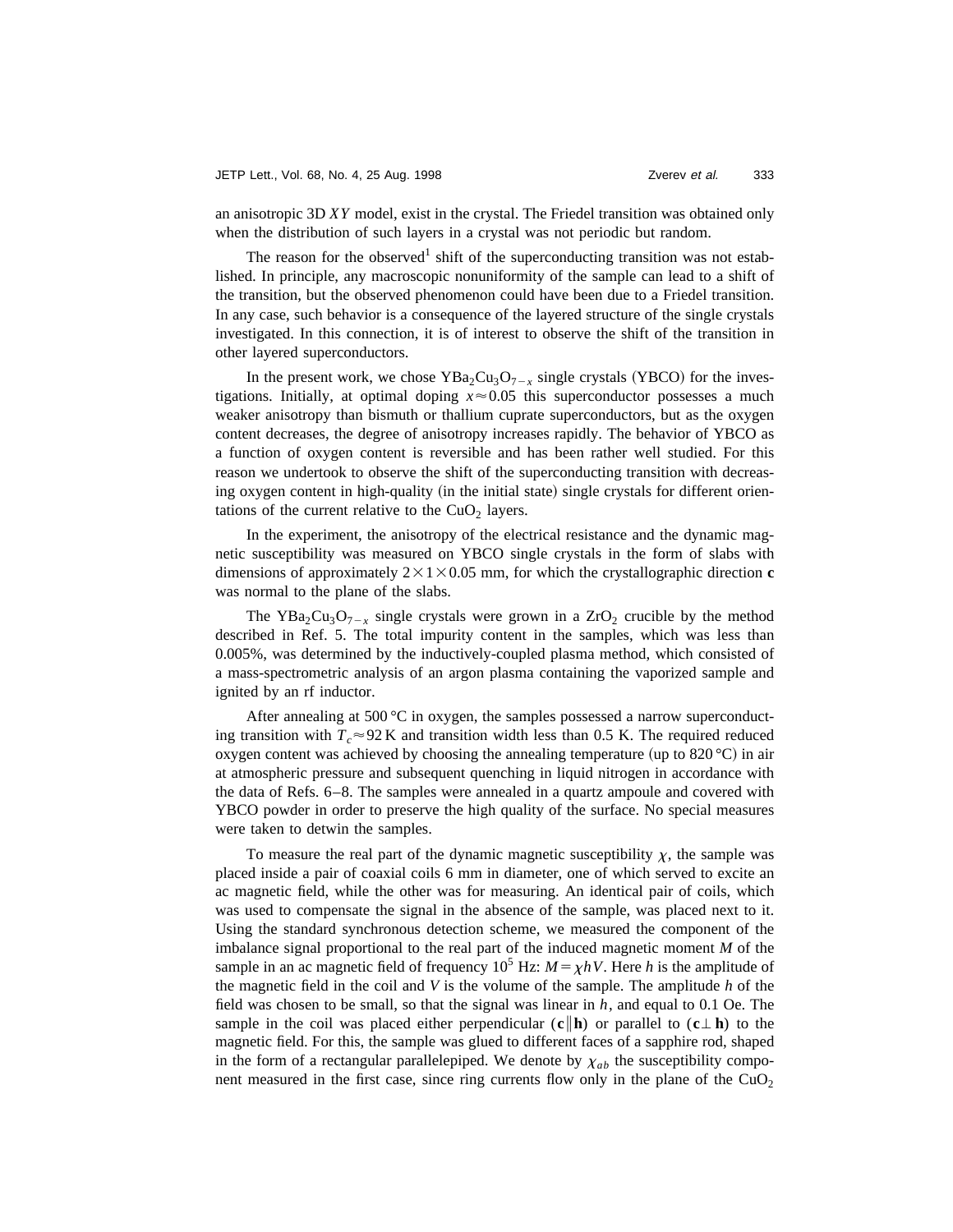an anisotropic 3D $XY$ model, exist in the crystal. The Friedel transition was obtained only when the distribution of such layers in a crystal was not periodic but random.

The reason for the observed[1] shift of the superconducting transition was not established. In principle, any macroscopic nonuniformity of the sample can lead to a shift of the transition, but the observed phenomenon could have been due to a Friedel transition. In any case, such behavior is a consequence of the layered structure of the single crystals investigated. In this connection, it is of interest to observe the shift of the transition in other layered superconductors.

In the present work, we chose $YBa_2Cu_3O_{7-x}$ single crystals (YBCO) for the investigations. Initially, at optimal doping $x \approx 0.05$ this superconductor possesses a much weaker anisotropy than bismuth or thallium cuprate superconductors, but as the oxygen content decreases, the degree of anisotropy increases rapidly. The behavior of YBCO as a function of oxygen content is reversible and has been rather well studied. For this reason we undertook to observe the shift of the superconducting transition with decreasing oxygen content in high-quality (in the initial state) single crystals for different orientations of the current relative to the $CuO_2$ layers.

In the experiment, the anisotropy of the electrical resistance and the dynamic magnetic susceptibility was measured on YBCO single crystals in the form of slabs with dimensions of approximately $2 \times 1 \times 0.05$ mm, for which the crystallographic direction **c** was normal to the plane of the slabs.

The $YBa_2Cu_3O_{7-x}$ single crystals were grown in a $ZrO_2$ crucible by the method described in Ref. 5. The total impurity content in the samples, which was less than 0.005%, was determined by the inductively-coupled plasma method, which consisted of a mass-spectrometric analysis of an argon plasma containing the vaporized sample and ignited by an rf inductor.

After annealing at 500 °C in oxygen, the samples possessed a narrow superconducting transition with $T_c \approx 92$ K and transition width less than 0.5 K. The required reduced oxygen content was achieved by choosing the annealing temperature (up to 820 °C) in air at atmospheric pressure and subsequent quenching in liquid nitrogen in accordance with the data of Refs. 6–8. The samples were annealed in a quartz ampoule and covered with YBCO powder in order to preserve the high quality of the surface. No special measures were taken to detwin the samples.

To measure the real part of the dynamic magnetic susceptibility $\chi$, the sample was placed inside a pair of coaxial coils 6 mm in diameter, one of which served to excite an ac magnetic field, while the other was for measuring. An identical pair of coils, which was used to compensate the signal in the absence of the sample, was placed next to it. Using the standard synchronous detection scheme, we measured the component of the imbalance signal proportional to the real part of the induced magnetic moment $M$ of the sample in an ac magnetic field of frequency $10^5$ Hz: $M = \chi h V$. Here $h$ is the amplitude of the magnetic field in the coil and $V$ is the volume of the sample. The amplitude $h$ of the field was chosen to be small, so that the signal was linear in $h$, and equal to 0.1 Oe. The sample in the coil was placed either perpendicular ($\mathbf{c} \| \mathbf{h}$) or parallel to ($\mathbf{c} \perp \mathbf{h}$) to the magnetic field. For this, the sample was glued to different faces of a sapphire rod, shaped in the form of a rectangular parallelepiped. We denote by $\chi_{ab}$ the susceptibility component measured in the first case, since ring currents flow only in the plane of the $CuO_2$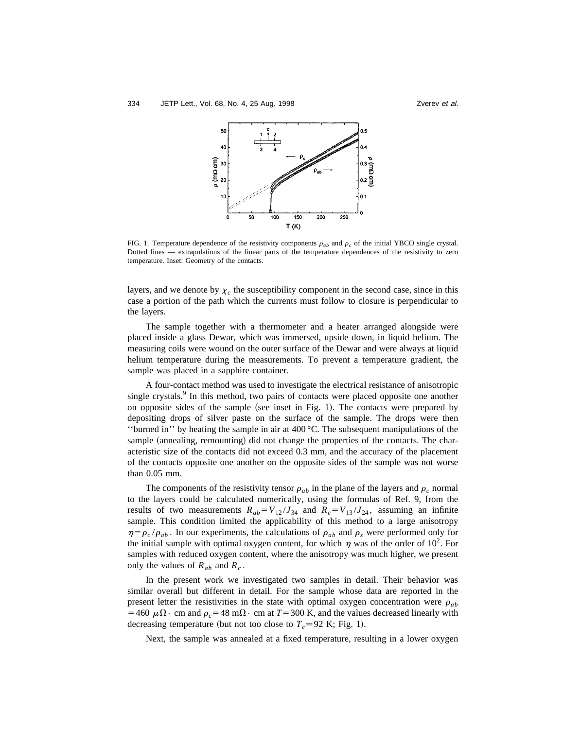FIG. 1. Temperature dependence of the resistivity components $\rho_{ab}$ and $\rho_c$ of the initial YBCO single crystal. Dotted lines — extrapolations of the linear parts of the temperature dependences of the resistivity to zero temperature. Inset: Geometry of the contacts.

layers, and we denote by $\chi_c$ the susceptibility component in the second case, since in this case a portion of the path which the currents must follow to closure is perpendicular to the layers.

The sample together with a thermometer and a heater arranged alongside were placed inside a glass Dewar, which was immersed, upside down, in liquid helium. The measuring coils were wound on the outer surface of the Dewar and were always at liquid helium temperature during the measurements. To prevent a temperature gradient, the sample was placed in a sapphire container.

A four-contact method was used to investigate the electrical resistance of anisotropic single crystals.[9] In this method, two pairs of contacts were placed opposite one another on opposite sides of the sample (see inset in Fig. 1). The contacts were prepared by depositing drops of silver paste on the surface of the sample. The drops were then ''burned in'' by heating the sample in air at 400 °C. The subsequent manipulations of the sample (annealing, remounting) did not change the properties of the contacts. The characteristic size of the contacts did not exceed 0.3 mm, and the accuracy of the placement of the contacts opposite one another on the opposite sides of the sample was not worse than 0.05 mm.

The components of the resistivity tensor $\rho_{ab}$ in the plane of the layers and $\rho_c$ normal to the layers could be calculated numerically, using the formulas of Ref. 9, from the results of two measurements $R_{ab} = V_{12}/J_{34}$ and $R_c = V_{13}/J_{24}$, assuming an infinite sample. This condition limited the applicability of this method to a large anisotropy $\eta = \rho_c/\rho_{ab}$. In our experiments, the calculations of $\rho_{ab}$ and $\rho_z$ were performed only for the initial sample with optimal oxygen content, for which $\eta$ was of the order of $10^2$. For samples with reduced oxygen content, where the anisotropy was much higher, we present only the values of $R_{ab}$ and $R_c$.

In the present work we investigated two samples in detail. Their behavior was similar overall but different in detail. For the sample whose data are reported in the present letter the resistivities in the state with optimal oxygen concentration were $\rho_{ab} = 460\ \mu\Omega\cdot$ cm and $\rho_c = 48\ \text{m}\Omega\cdot$ cm at $T = 300$ K, and the values decreased linearly with decreasing temperature (but not too close to $T_c \simeq 92$ K; Fig. 1).

Next, the sample was annealed at a fixed temperature, resulting in a lower oxygen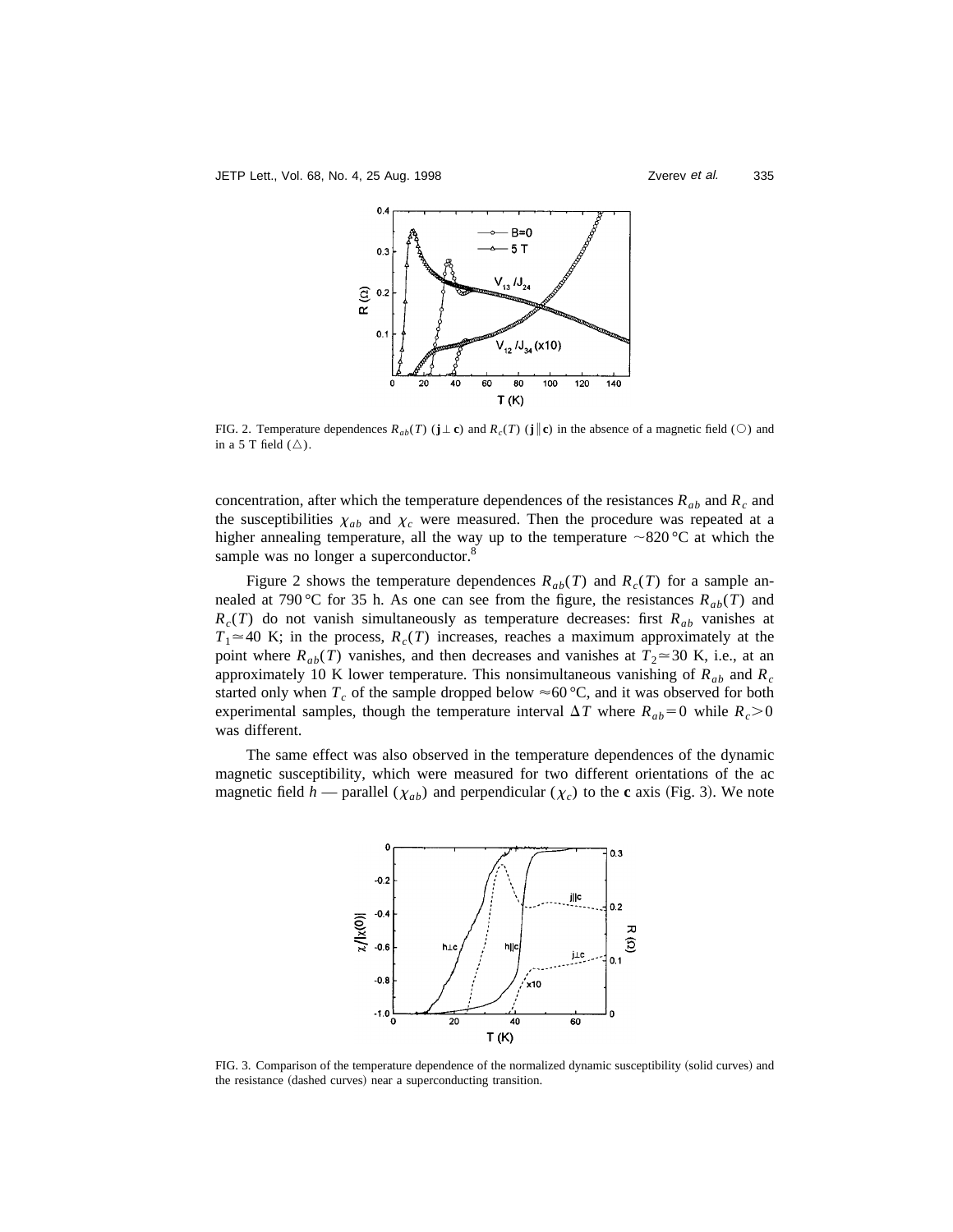FIG. 2. Temperature dependences $R_{ab}(T)$ ($\mathbf{j} \perp \mathbf{c}$) and $R_c(T)$ ($\mathbf{j} \parallel \mathbf{c}$) in the absence of a magnetic field (○) and in a 5 T field (△).

concentration, after which the temperature dependences of the resistances $R_{ab}$ and $R_c$ and the susceptibilities $\chi_{ab}$ and $\chi_c$ were measured. Then the procedure was repeated at a higher annealing temperature, all the way up to the temperature ~820 °C at which the sample was no longer a superconductor.[8]

Figure 2 shows the temperature dependences $R_{ab}(T)$ and $R_c(T)$ for a sample annealed at 790 °C for 35 h. As one can see from the figure, the resistances $R_{ab}(T)$ and $R_c(T)$ do not vanish simultaneously as temperature decreases: first $R_{ab}$ vanishes at $T_1 \simeq 40$ K; in the process, $R_c(T)$ increases, reaches a maximum approximately at the point where $R_{ab}(T)$ vanishes, and then decreases and vanishes at $T_2 \simeq 30$ K, i.e., at an approximately 10 K lower temperature. This nonsimultaneous vanishing of $R_{ab}$ and $R_c$ started only when $T_c$ of the sample dropped below ≈60 °C, and it was observed for both experimental samples, though the temperature interval $\Delta T$ where $R_{ab}=0$ while $R_c>0$ was different.

The same effect was also observed in the temperature dependences of the dynamic magnetic susceptibility, which were measured for two different orientations of the ac magnetic field $h$ — parallel ($\chi_{ab}$) and perpendicular ($\chi_c$) to the **c** axis (Fig. 3). We note

FIG. 3. Comparison of the temperature dependence of the normalized dynamic susceptibility (solid curves) and the resistance (dashed curves) near a superconducting transition.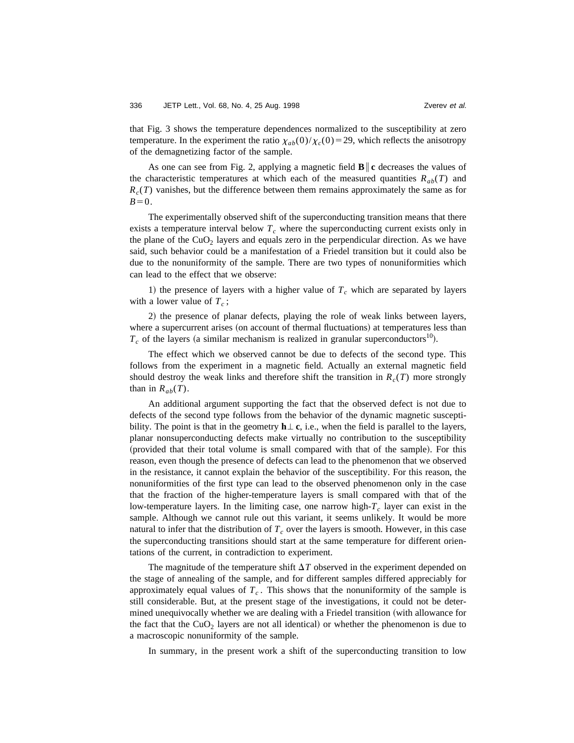that Fig. 3 shows the temperature dependences normalized to the susceptibility at zero temperature. In the experiment the ratio $\chi_{ab}(0)/\chi_c(0)=29$, which reflects the anisotropy of the demagnetizing factor of the sample.

As one can see from Fig. 2, applying a magnetic field $\mathbf{B}\|\mathbf{c}$ decreases the values of the characteristic temperatures at which each of the measured quantities $R_{ab}(T)$ and $R_c(T)$ vanishes, but the difference between them remains approximately the same as for $B=0$.

The experimentally observed shift of the superconducting transition means that there exists a temperature interval below $T_c$ where the superconducting current exists only in the plane of the $CuO_2$ layers and equals zero in the perpendicular direction. As we have said, such behavior could be a manifestation of a Friedel transition but it could also be due to the nonuniformity of the sample. There are two types of nonuniformities which can lead to the effect that we observe:

1) the presence of layers with a higher value of $T_c$ which are separated by layers with a lower value of $T_c$;

2) the presence of planar defects, playing the role of weak links between layers, where a supercurrent arises (on account of thermal fluctuations) at temperatures less than $T_c$ of the layers (a similar mechanism is realized in granular superconductors[10]).

The effect which we observed cannot be due to defects of the second type. This follows from the experiment in a magnetic field. Actually an external magnetic field should destroy the weak links and therefore shift the transition in $R_c(T)$ more strongly than in $R_{ab}(T)$.

An additional argument supporting the fact that the observed defect is not due to defects of the second type follows from the behavior of the dynamic magnetic susceptibility. The point is that in the geometry $\mathbf{h}\perp\mathbf{c}$, i.e., when the field is parallel to the layers, planar nonsuperconducting defects make virtually no contribution to the susceptibility (provided that their total volume is small compared with that of the sample). For this reason, even though the presence of defects can lead to the phenomenon that we observed in the resistance, it cannot explain the behavior of the susceptibility. For this reason, the nonuniformities of the first type can lead to the observed phenomenon only in the case that the fraction of the higher-temperature layers is small compared with that of the low-temperature layers. In the limiting case, one narrow high-$T_c$ layer can exist in the sample. Although we cannot rule out this variant, it seems unlikely. It would be more natural to infer that the distribution of $T_c$ over the layers is smooth. However, in this case the superconducting transitions should start at the same temperature for different orientations of the current, in contradiction to experiment.

The magnitude of the temperature shift $\Delta T$ observed in the experiment depended on the stage of annealing of the sample, and for different samples differed appreciably for approximately equal values of $T_c$. This shows that the nonuniformity of the sample is still considerable. But, at the present stage of the investigations, it could not be determined unequivocally whether we are dealing with a Friedel transition (with allowance for the fact that the $CuO_2$ layers are not all identical) or whether the phenomenon is due to a macroscopic nonuniformity of the sample.

In summary, in the present work a shift of the superconducting transition to low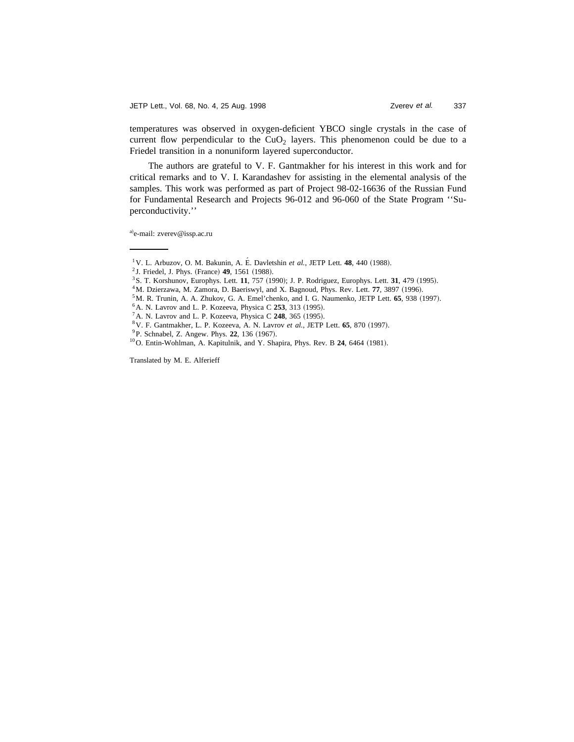temperatures was observed in oxygen-deficient YBCO single crystals in the case of current flow perpendicular to the $CuO_2$ layers. This phenomenon could be due to a Friedel transition in a nonuniform layered superconductor.

The authors are grateful to V. F. Gantmakher for his interest in this work and for critical remarks and to V. I. Karandashev for assisting in the elemental analysis of the samples. This work was performed as part of Project 98-02-16636 of the Russian Fund for Fundamental Research and Projects 96-012 and 96-060 of the State Program ''Superconductivity.''

[a]e-mail: zverev@issp.ac.ru

---

[1] V. L. Arbuzov, O. M. Bakunin, A. É. Davletshin *et al.*, JETP Lett. **48**, 440 (1988).
[2] J. Friedel, J. Phys. (France) **49**, 1561 (1988).
[3] S. T. Korshunov, Europhys. Lett. **11**, 757 (1990); J. P. Rodriguez, Europhys. Lett. **31**, 479 (1995).
[4] M. Dzierzawa, M. Zamora, D. Baeriswyl, and X. Bagnoud, Phys. Rev. Lett. **77**, 3897 (1996).
[5] M. R. Trunin, A. A. Zhukov, G. A. Emel'chenko, and I. G. Naumenko, JETP Lett. **65**, 938 (1997).
[6] A. N. Lavrov and L. P. Kozeeva, Physica C **253**, 313 (1995).
[7] A. N. Lavrov and L. P. Kozeeva, Physica C **248**, 365 (1995).
[8] V. F. Gantmakher, L. P. Kozeeva, A. N. Lavrov *et al.*, JETP Lett. **65**, 870 (1997).
[9] P. Schnabel, Z. Angew. Phys. **22**, 136 (1967).
[10] O. Entin-Wohlman, A. Kapitulnik, and Y. Shapira, Phys. Rev. B **24**, 6464 (1981).

Translated by M. E. Alferieff